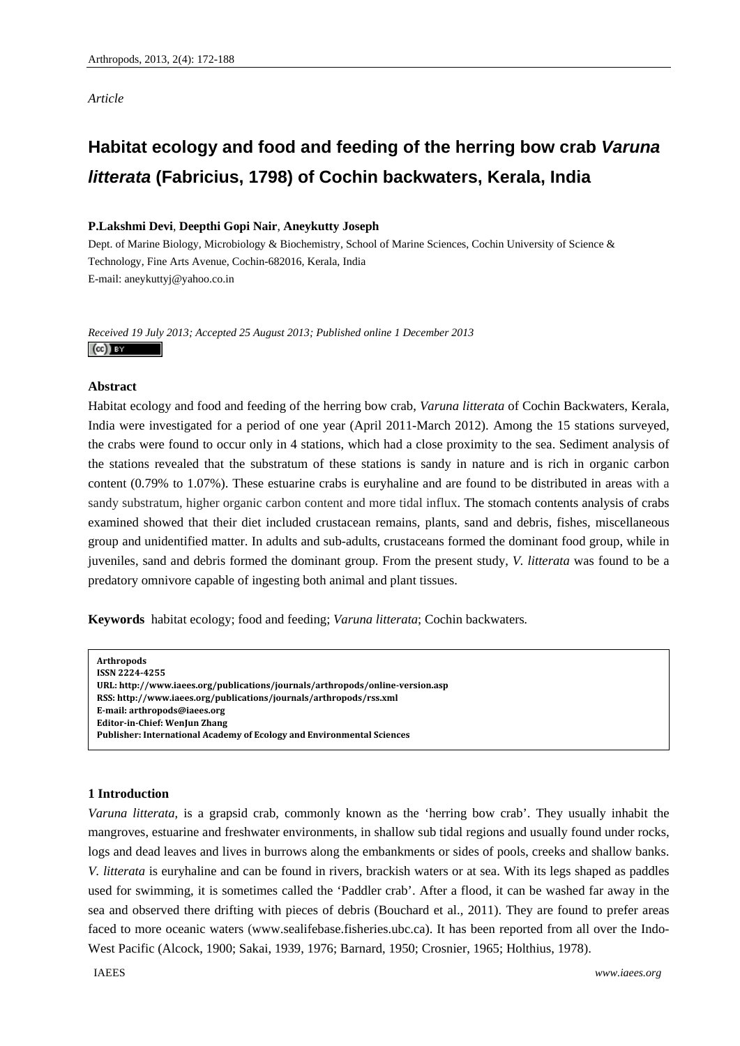*Article*

# Habitat ecology and food and feeding of the herring bow crab *Varuna litterata* (Fabricius, 1798) of Cochin backwaters, Kerala, India

**P.Lakshmi Devi**, **Deepthi Gopi Nair**, **Aneykutty Joseph**

Dept. of Marine Biology, Microbiology & Biochemistry, School of Marine Sciences, Cochin University of Science & Technology, Fine Arts Avenue, Cochin-682016, Kerala, India

E-mail: aneykuttyj@yahoo.co.in

*Received 19 July 2013; Accepted 25 August 2013; Published online 1 December 2013*

## Abstract

Habitat ecology and food and feeding of the herring bow crab, *Varuna litterata* of Cochin Backwaters, Kerala, India were investigated for a period of one year (April 2011-March 2012). Among the 15 stations surveyed, the crabs were found to occur only in 4 stations, which had a close proximity to the sea. Sediment analysis of the stations revealed that the substratum of these stations is sandy in nature and is rich in organic carbon content (0.79% to 1.07%). These estuarine crabs is euryhaline and are found to be distributed in areas with a sandy substratum, higher organic carbon content and more tidal influx. The stomach contents analysis of crabs examined showed that their diet included crustacean remains, plants, sand and debris, fishes, miscellaneous group and unidentified matter. In adults and sub-adults, crustaceans formed the dominant food group, while in juveniles, sand and debris formed the dominant group. From the present study, *V. litterata* was found to be a predatory omnivore capable of ingesting both animal and plant tissues.

**Keywords** habitat ecology; food and feeding; *Varuna litterata*; Cochin backwaters.

**Arthropods**
**ISSN 2224-4255**
**URL: http://www.iaees.org/publications/journals/arthropods/online-version.asp**
**RSS: http://www.iaees.org/publications/journals/arthropods/rss.xml**
**E-mail: arthropods@iaees.org**
**Editor-in-Chief: WenJun Zhang**
**Publisher: International Academy of Ecology and Environmental Sciences**

## 1 Introduction

*Varuna litterata*, is a grapsid crab, commonly known as the 'herring bow crab'. They usually inhabit the mangroves, estuarine and freshwater environments, in shallow sub tidal regions and usually found under rocks, logs and dead leaves and lives in burrows along the embankments or sides of pools, creeks and shallow banks. *V. litterata* is euryhaline and can be found in rivers, brackish waters or at sea. With its legs shaped as paddles used for swimming, it is sometimes called the 'Paddler crab'. After a flood, it can be washed far away in the sea and observed there drifting with pieces of debris (Bouchard et al., 2011). They are found to prefer areas faced to more oceanic waters (www.sealifebase.fisheries.ubc.ca). It has been reported from all over the Indo-West Pacific (Alcock, 1900; Sakai, 1939, 1976; Barnard, 1950; Crosnier, 1965; Holthius, 1978).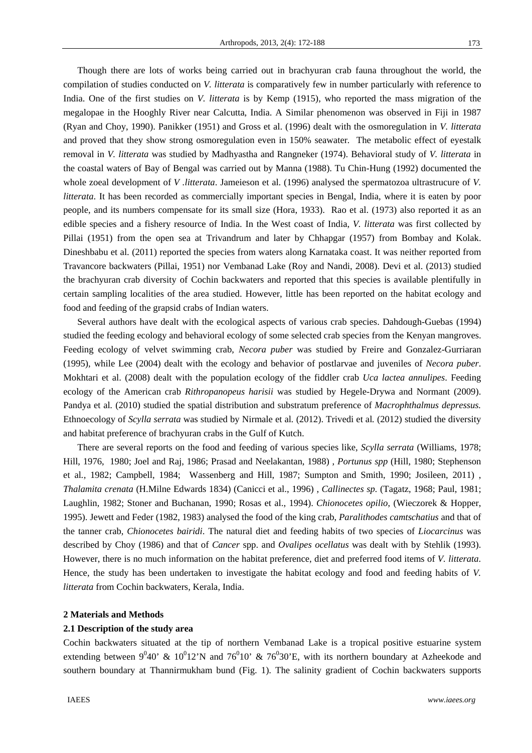Though there are lots of works being carried out in brachyuran crab fauna throughout the world, the compilation of studies conducted on *V. litterata* is comparatively few in number particularly with reference to India. One of the first studies on *V. litterata* is by Kemp (1915), who reported the mass migration of the megalopae in the Hooghly River near Calcutta, India. A Similar phenomenon was observed in Fiji in 1987 (Ryan and Choy, 1990). Panikker (1951) and Gross et al. (1996) dealt with the osmoregulation in *V. litterata* and proved that they show strong osmoregulation even in 150% seawater. The metabolic effect of eyestalk removal in *V. litterata* was studied by Madhyastha and Rangneker (1974). Behavioral study of *V. litterata* in the coastal waters of Bay of Bengal was carried out by Manna (1988). Tu Chin-Hung (1992) documented the whole zoeal development of *V .litterata*. Jameieson et al. (1996) analysed the spermatozoa ultrastrucure of *V. litterata*. It has been recorded as commercially important species in Bengal, India, where it is eaten by poor people, and its numbers compensate for its small size (Hora, 1933). Rao et al. (1973) also reported it as an edible species and a fishery resource of India. In the West coast of India, *V. litterata* was first collected by Pillai (1951) from the open sea at Trivandrum and later by Chhapgar (1957) from Bombay and Kolak. Dineshbabu et al. (2011) reported the species from waters along Karnataka coast. It was neither reported from Travancore backwaters (Pillai, 1951) nor Vembanad Lake (Roy and Nandi, 2008). Devi et al. (2013) studied the brachyuran crab diversity of Cochin backwaters and reported that this species is available plentifully in certain sampling localities of the area studied. However, little has been reported on the habitat ecology and food and feeding of the grapsid crabs of Indian waters.

Several authors have dealt with the ecological aspects of various crab species. Dahdough-Guebas (1994) studied the feeding ecology and behavioral ecology of some selected crab species from the Kenyan mangroves. Feeding ecology of velvet swimming crab, *Necora puber* was studied by Freire and Gonzalez-Gurriaran (1995), while Lee (2004) dealt with the ecology and behavior of postlarvae and juveniles of *Necora puber*. Mokhtari et al. (2008) dealt with the population ecology of the fiddler crab *Uca lactea annulipes*. Feeding ecology of the American crab *Rithropanopeus harisii* was studied by Hegele-Drywa and Normant (2009). Pandya et al. (2010) studied the spatial distribution and substratum preference of *Macrophthalmus depressus.* Ethnoecology of *Scylla serrata* was studied by Nirmale et al. (2012). Trivedi et al. (2012) studied the diversity and habitat preference of brachyuran crabs in the Gulf of Kutch.

There are several reports on the food and feeding of various species like, *Scylla serrata* (Williams, 1978; Hill, 1976, 1980; Joel and Raj, 1986; Prasad and Neelakantan, 1988) , *Portunus spp* (Hill, 1980; Stephenson et al., 1982; Campbell, 1984; Wassenberg and Hill, 1987; Sumpton and Smith, 1990; Josileen, 2011) , *Thalamita crenata* (H.Milne Edwards 1834) (Canicci et al., 1996) , *Callinectes sp.* (Tagatz, 1968; Paul, 1981; Laughlin, 1982; Stoner and Buchanan, 1990; Rosas et al., 1994). *Chionocetes opilio*, (Wieczorek & Hopper, 1995). Jewett and Feder (1982, 1983) analysed the food of the king crab, *Paralithodes camtschatius* and that of the tanner crab, *Chionocetes bairidi*. The natural diet and feeding habits of two species of *Liocarcinus* was described by Choy (1986) and that of *Cancer* spp. and *Ovalipes ocellatus* was dealt with by Stehlik (1993). However, there is no much information on the habitat preference, diet and preferred food items of *V. litterata*. Hence, the study has been undertaken to investigate the habitat ecology and food and feeding habits of *V. litterata* from Cochin backwaters, Kerala, India.

## 2 Materials and Methods

### 2.1 Description of the study area

Cochin backwaters situated at the tip of northern Vembanad Lake is a tropical positive estuarine system extending between $9^0 40'$ & $10^0 12'$N and $76^0 10'$ & $76^0 30'$E, with its northern boundary at Azheekode and southern boundary at Thannirmukham bund (Fig. 1). The salinity gradient of Cochin backwaters supports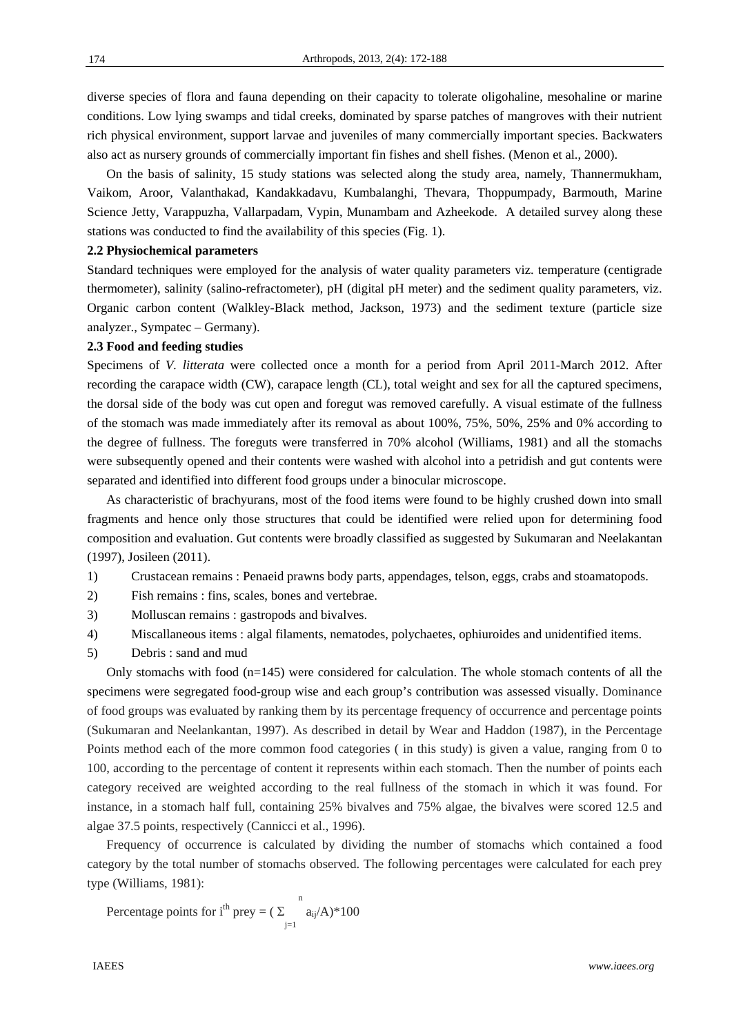diverse species of flora and fauna depending on their capacity to tolerate oligohaline, mesohaline or marine conditions. Low lying swamps and tidal creeks, dominated by sparse patches of mangroves with their nutrient rich physical environment, support larvae and juveniles of many commercially important species. Backwaters also act as nursery grounds of commercially important fin fishes and shell fishes. (Menon et al., 2000).

On the basis of salinity, 15 study stations was selected along the study area, namely, Thannermukham, Vaikom, Aroor, Valanthakad, Kandakkadavu, Kumbalanghi, Thevara, Thoppumpady, Barmouth, Marine Science Jetty, Varappuzha, Vallarpadam, Vypin, Munambam and Azheekode. A detailed survey along these stations was conducted to find the availability of this species (Fig. 1).

### 2.2 Physiochemical parameters

Standard techniques were employed for the analysis of water quality parameters viz. temperature (centigrade thermometer), salinity (salino-refractometer), pH (digital pH meter) and the sediment quality parameters, viz. Organic carbon content (Walkley-Black method, Jackson, 1973) and the sediment texture (particle size analyzer., Sympatec – Germany).

### 2.3 Food and feeding studies

Specimens of *V. litterata* were collected once a month for a period from April 2011-March 2012. After recording the carapace width (CW), carapace length (CL), total weight and sex for all the captured specimens, the dorsal side of the body was cut open and foregut was removed carefully. A visual estimate of the fullness of the stomach was made immediately after its removal as about 100%, 75%, 50%, 25% and 0% according to the degree of fullness. The foreguts were transferred in 70% alcohol (Williams, 1981) and all the stomachs were subsequently opened and their contents were washed with alcohol into a petridish and gut contents were separated and identified into different food groups under a binocular microscope.

As characteristic of brachyurans, most of the food items were found to be highly crushed down into small fragments and hence only those structures that could be identified were relied upon for determining food composition and evaluation. Gut contents were broadly classified as suggested by Sukumaran and Neelakantan (1997), Josileen (2011).

1) Crustacean remains : Penaeid prawns body parts, appendages, telson, eggs, crabs and stoamatopods.
2) Fish remains : fins, scales, bones and vertebrae.
3) Molluscan remains : gastropods and bivalves.
4) Miscallaneous items : algal filaments, nematodes, polychaetes, ophiuroides and unidentified items.
5) Debris : sand and mud

Only stomachs with food (n=145) were considered for calculation. The whole stomach contents of all the specimens were segregated food-group wise and each group's contribution was assessed visually. Dominance of food groups was evaluated by ranking them by its percentage frequency of occurrence and percentage points (Sukumaran and Neelankantan, 1997). As described in detail by Wear and Haddon (1987), in the Percentage Points method each of the more common food categories ( in this study) is given a value, ranging from 0 to 100, according to the percentage of content it represents within each stomach. Then the number of points each category received are weighted according to the real fullness of the stomach in which it was found. For instance, in a stomach half full, containing 25% bivalves and 75% algae, the bivalves were scored 12.5 and algae 37.5 points, respectively (Cannicci et al., 1996).

Frequency of occurrence is calculated by dividing the number of stomachs which contained a food category by the total number of stomachs observed. The following percentages were calculated for each prey type (Williams, 1981):

Percentage points for $i^{th}$ prey = $\left(\sum_{j=1}^{n} a_{ij}/A\right)*100$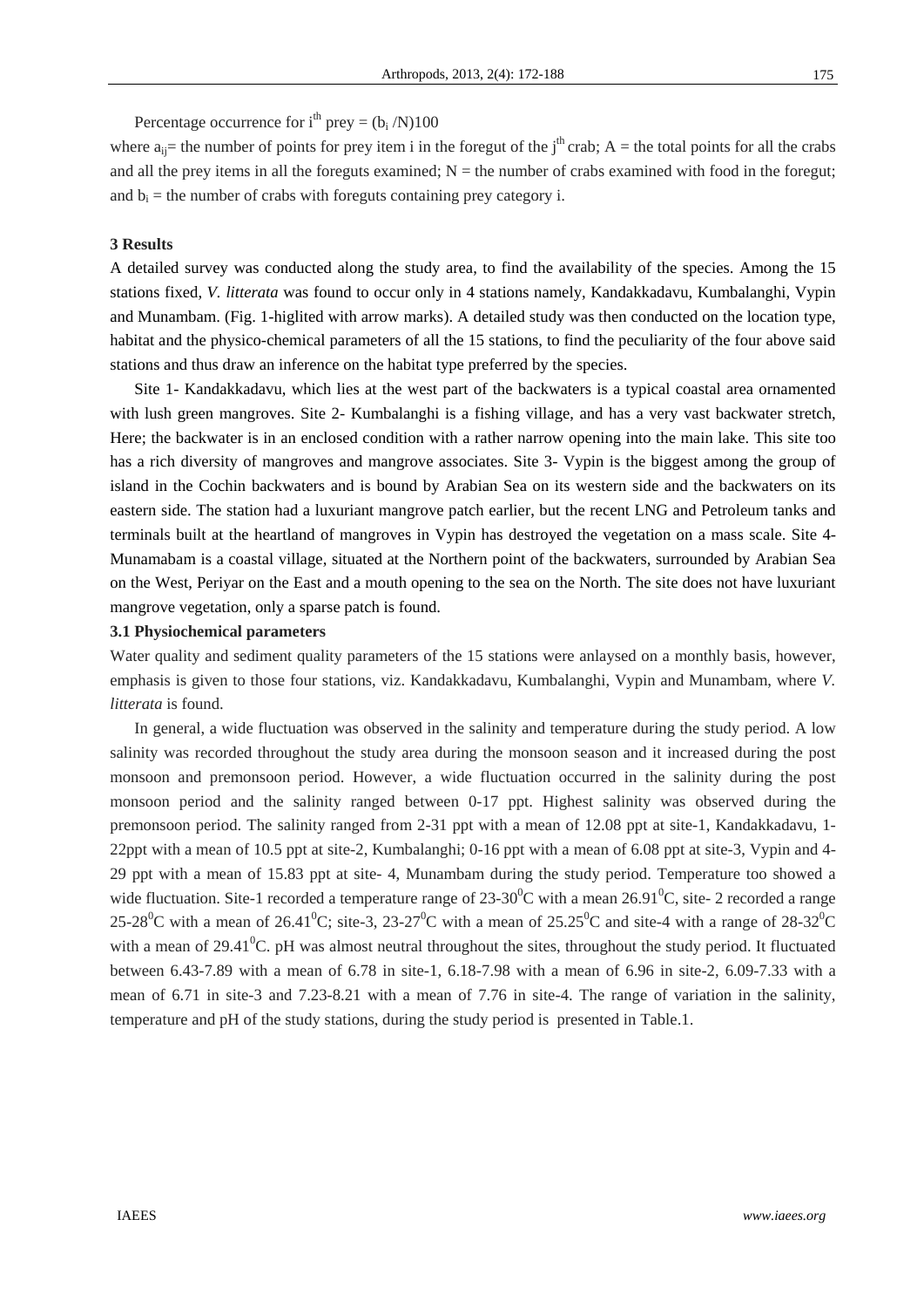Percentage occurrence for $i^{th}$ prey = $(b_i /N)100$

where $a_{ij}$= the number of points for prey item i in the foregut of the $j^{th}$ crab; A = the total points for all the crabs and all the prey items in all the foreguts examined; N = the number of crabs examined with food in the foregut; and $b_i$ = the number of crabs with foreguts containing prey category i.

## 3 Results

A detailed survey was conducted along the study area, to find the availability of the species. Among the 15 stations fixed, *V. litterata* was found to occur only in 4 stations namely, Kandakkadavu, Kumbalanghi, Vypin and Munambam. (Fig. 1-higlited with arrow marks). A detailed study was then conducted on the location type, habitat and the physico-chemical parameters of all the 15 stations, to find the peculiarity of the four above said stations and thus draw an inference on the habitat type preferred by the species.

Site 1- Kandakkadavu, which lies at the west part of the backwaters is a typical coastal area ornamented with lush green mangroves. Site 2- Kumbalanghi is a fishing village, and has a very vast backwater stretch, Here; the backwater is in an enclosed condition with a rather narrow opening into the main lake. This site too has a rich diversity of mangroves and mangrove associates. Site 3- Vypin is the biggest among the group of island in the Cochin backwaters and is bound by Arabian Sea on its western side and the backwaters on its eastern side. The station had a luxuriant mangrove patch earlier, but the recent LNG and Petroleum tanks and terminals built at the heartland of mangroves in Vypin has destroyed the vegetation on a mass scale. Site 4- Munamabam is a coastal village, situated at the Northern point of the backwaters, surrounded by Arabian Sea on the West, Periyar on the East and a mouth opening to the sea on the North. The site does not have luxuriant mangrove vegetation, only a sparse patch is found.

### 3.1 Physiochemical parameters

Water quality and sediment quality parameters of the 15 stations were anlaysed on a monthly basis, however, emphasis is given to those four stations, viz. Kandakkadavu, Kumbalanghi, Vypin and Munambam, where *V. litterata* is found.

In general, a wide fluctuation was observed in the salinity and temperature during the study period. A low salinity was recorded throughout the study area during the monsoon season and it increased during the post monsoon and premonsoon period. However, a wide fluctuation occurred in the salinity during the post monsoon period and the salinity ranged between 0-17 ppt. Highest salinity was observed during the premonsoon period. The salinity ranged from 2-31 ppt with a mean of 12.08 ppt at site-1, Kandakkadavu, 1-22ppt with a mean of 10.5 ppt at site-2, Kumbalanghi; 0-16 ppt with a mean of 6.08 ppt at site-3, Vypin and 4-29 ppt with a mean of 15.83 ppt at site- 4, Munambam during the study period. Temperature too showed a wide fluctuation. Site-1 recorded a temperature range of 23-30$^0$C with a mean 26.91$^0$C, site- 2 recorded a range 25-28$^0$C with a mean of 26.41$^0$C; site-3, 23-27$^0$C with a mean of 25.25$^0$C and site-4 with a range of 28-32$^0$C with a mean of 29.41$^0$C. pH was almost neutral throughout the sites, throughout the study period. It fluctuated between 6.43-7.89 with a mean of 6.78 in site-1, 6.18-7.98 with a mean of 6.96 in site-2, 6.09-7.33 with a mean of 6.71 in site-3 and 7.23-8.21 with a mean of 7.76 in site-4. The range of variation in the salinity, temperature and pH of the study stations, during the study period is presented in Table.1.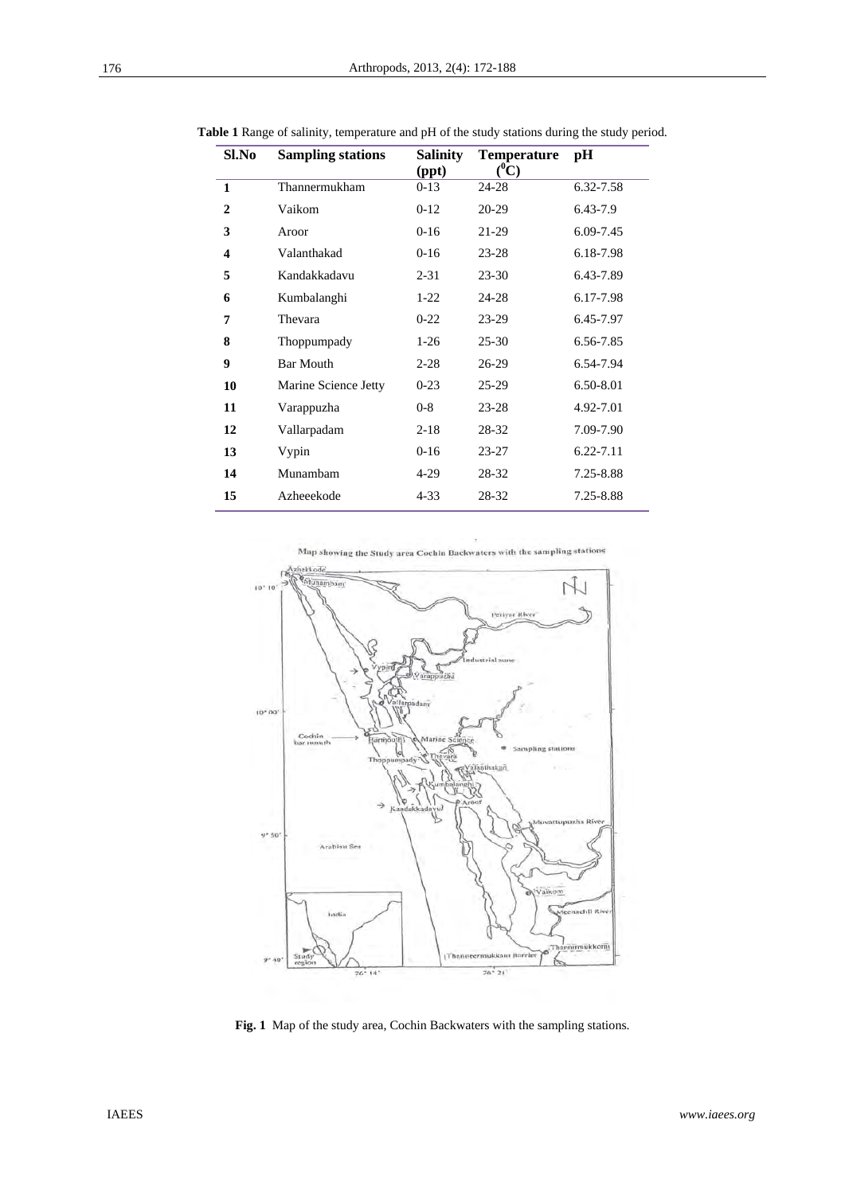**Table 1** Range of salinity, temperature and pH of the study stations during the study period.

| Sl.No | Sampling stations | Salinity (ppt) | Temperature ($^0$C) | pH |
|---|---|---|---|---|
| **1** | Thannermukham | 0-13 | 24-28 | 6.32-7.58 |
| **2** | Vaikom | 0-12 | 20-29 | 6.43-7.9 |
| **3** | Aroor | 0-16 | 21-29 | 6.09-7.45 |
| **4** | Valanthakad | 0-16 | 23-28 | 6.18-7.98 |
| **5** | Kandakkadavu | 2-31 | 23-30 | 6.43-7.89 |
| **6** | Kumbalanghi | 1-22 | 24-28 | 6.17-7.98 |
| **7** | Thevara | 0-22 | 23-29 | 6.45-7.97 |
| **8** | Thoppumpady | 1-26 | 25-30 | 6.56-7.85 |
| **9** | Bar Mouth | 2-28 | 26-29 | 6.54-7.94 |
| **10** | Marine Science Jetty | 0-23 | 25-29 | 6.50-8.01 |
| **11** | Varappuzha | 0-8 | 23-28 | 4.92-7.01 |
| **12** | Vallarpadam | 2-18 | 28-32 | 7.09-7.90 |
| **13** | Vypin | 0-16 | 23-27 | 6.22-7.11 |
| **14** | Munambam | 4-29 | 28-32 | 7.25-8.88 |
| **15** | Azheeekode | 4-33 | 28-32 | 7.25-8.88 |

**Fig. 1** Map of the study area, Cochin Backwaters with the sampling stations.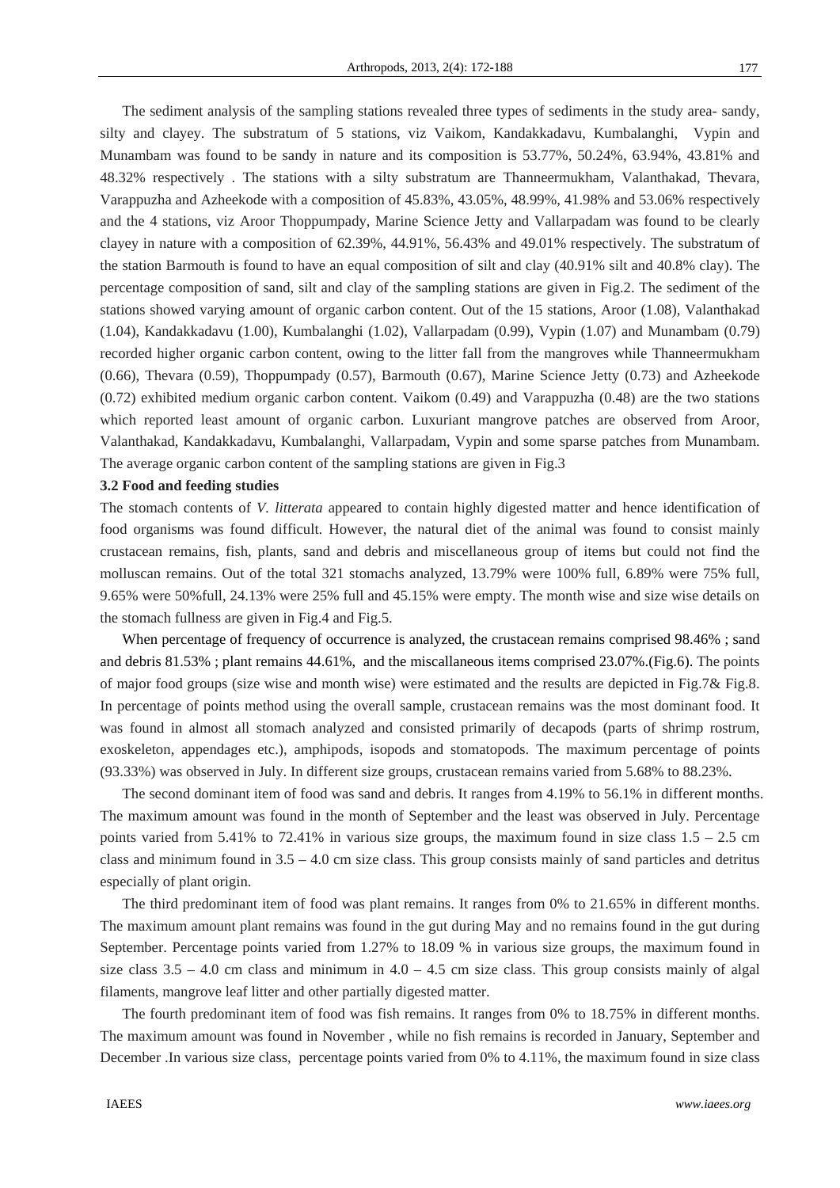The sediment analysis of the sampling stations revealed three types of sediments in the study area- sandy, silty and clayey. The substratum of 5 stations, viz Vaikom, Kandakkadavu, Kumbalanghi, Vypin and Munambam was found to be sandy in nature and its composition is 53.77%, 50.24%, 63.94%, 43.81% and 48.32% respectively . The stations with a silty substratum are Thanneermukham, Valanthakad, Thevara, Varappuzha and Azheekode with a composition of 45.83%, 43.05%, 48.99%, 41.98% and 53.06% respectively and the 4 stations, viz Aroor Thoppumpady, Marine Science Jetty and Vallarpadam was found to be clearly clayey in nature with a composition of 62.39%, 44.91%, 56.43% and 49.01% respectively. The substratum of the station Barmouth is found to have an equal composition of silt and clay (40.91% silt and 40.8% clay). The percentage composition of sand, silt and clay of the sampling stations are given in Fig.2. The sediment of the stations showed varying amount of organic carbon content. Out of the 15 stations, Aroor (1.08), Valanthakad (1.04), Kandakkadavu (1.00), Kumbalanghi (1.02), Vallarpadam (0.99), Vypin (1.07) and Munambam (0.79) recorded higher organic carbon content, owing to the litter fall from the mangroves while Thanneermukham (0.66), Thevara (0.59), Thoppumpady (0.57), Barmouth (0.67), Marine Science Jetty (0.73) and Azheekode (0.72) exhibited medium organic carbon content. Vaikom (0.49) and Varappuzha (0.48) are the two stations which reported least amount of organic carbon. Luxuriant mangrove patches are observed from Aroor, Valanthakad, Kandakkadavu, Kumbalanghi, Vallarpadam, Vypin and some sparse patches from Munambam. The average organic carbon content of the sampling stations are given in Fig.3

**3.2 Food and feeding studies**

The stomach contents of *V. litterata* appeared to contain highly digested matter and hence identification of food organisms was found difficult. However, the natural diet of the animal was found to consist mainly crustacean remains, fish, plants, sand and debris and miscellaneous group of items but could not find the molluscan remains. Out of the total 321 stomachs analyzed, 13.79% were 100% full, 6.89% were 75% full, 9.65% were 50%full, 24.13% were 25% full and 45.15% were empty. The month wise and size wise details on the stomach fullness are given in Fig.4 and Fig.5.

When percentage of frequency of occurrence is analyzed, the crustacean remains comprised 98.46% ; sand and debris 81.53% ; plant remains 44.61%, and the miscellaneous items comprised 23.07%.(Fig.6). The points of major food groups (size wise and month wise) were estimated and the results are depicted in Fig.7& Fig.8. In percentage of points method using the overall sample, crustacean remains was the most dominant food. It was found in almost all stomach analyzed and consisted primarily of decapods (parts of shrimp rostrum, exoskeleton, appendages etc.), amphipods, isopods and stomatopods. The maximum percentage of points (93.33%) was observed in July. In different size groups, crustacean remains varied from 5.68% to 88.23%.

The second dominant item of food was sand and debris. It ranges from 4.19% to 56.1% in different months. The maximum amount was found in the month of September and the least was observed in July. Percentage points varied from 5.41% to 72.41% in various size groups, the maximum found in size class 1.5 – 2.5 cm class and minimum found in 3.5 – 4.0 cm size class. This group consists mainly of sand particles and detritus especially of plant origin.

The third predominant item of food was plant remains. It ranges from 0% to 21.65% in different months. The maximum amount plant remains was found in the gut during May and no remains found in the gut during September. Percentage points varied from 1.27% to 18.09 % in various size groups, the maximum found in size class 3.5 – 4.0 cm class and minimum in 4.0 – 4.5 cm size class. This group consists mainly of algal filaments, mangrove leaf litter and other partially digested matter.

The fourth predominant item of food was fish remains. It ranges from 0% to 18.75% in different months. The maximum amount was found in November , while no fish remains is recorded in January, September and December .In various size class, percentage points varied from 0% to 4.11%, the maximum found in size class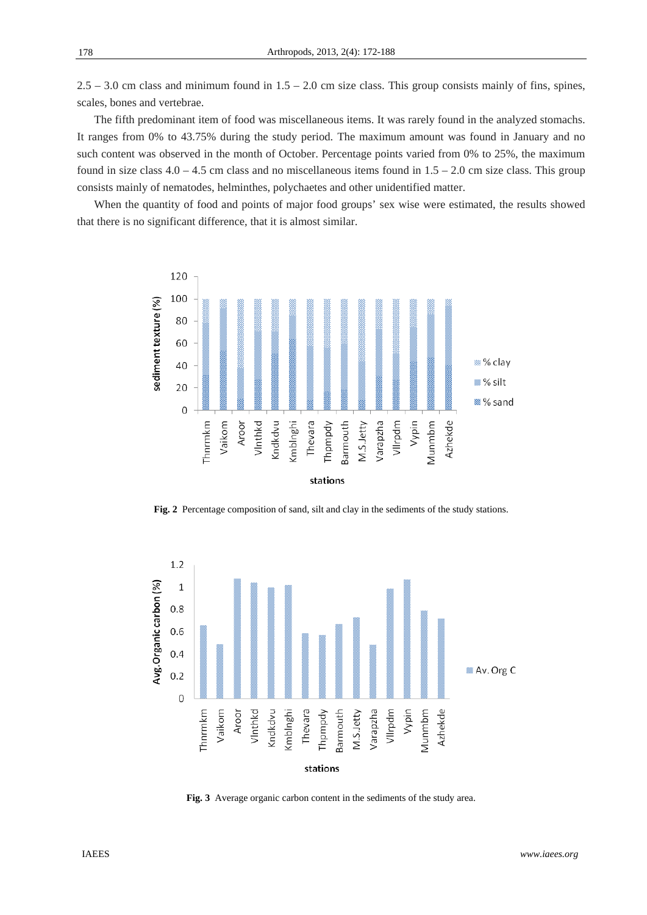2.5 – 3.0 cm class and minimum found in 1.5 – 2.0 cm size class. This group consists mainly of fins, spines, scales, bones and vertebrae.

The fifth predominant item of food was miscellaneous items. It was rarely found in the analyzed stomachs. It ranges from 0% to 43.75% during the study period. The maximum amount was found in January and no such content was observed in the month of October. Percentage points varied from 0% to 25%, the maximum found in size class 4.0 – 4.5 cm class and no miscellaneous items found in 1.5 – 2.0 cm size class. This group consists mainly of nematodes, helminthes, polychaetes and other unidentified matter.

When the quantity of food and points of major food groups' sex wise were estimated, the results showed that there is no significant difference, that it is almost similar.

**Fig. 2** Percentage composition of sand, silt and clay in the sediments of the study stations.

**Fig. 3** Average organic carbon content in the sediments of the study area.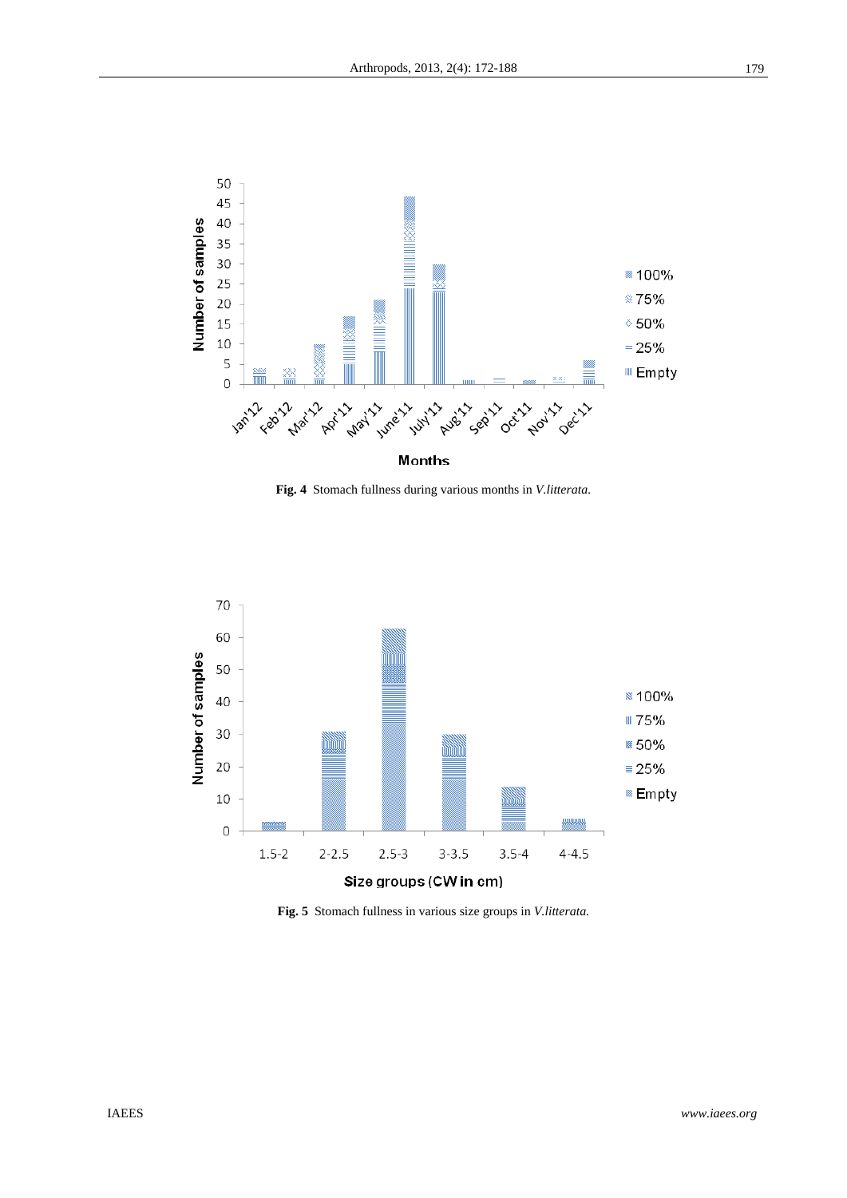**Fig. 4** Stomach fullness during various months in *V.litterata.*

**Fig. 5** Stomach fullness in various size groups in *V.litterata.*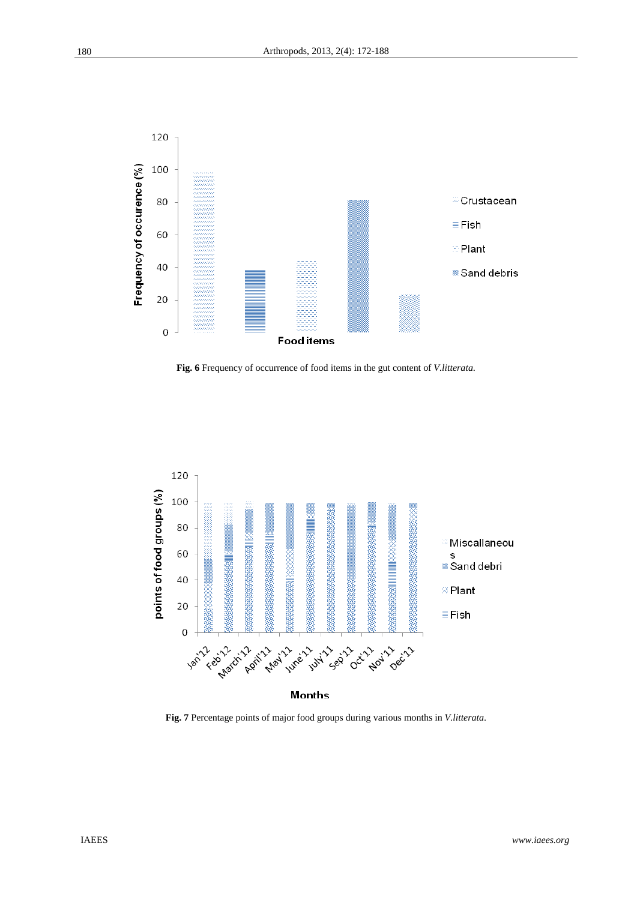**Fig. 6** Frequency of occurrence of food items in the gut content of *V.litterata.*

**Fig. 7** Percentage points of major food groups during various months in *V.litterata*.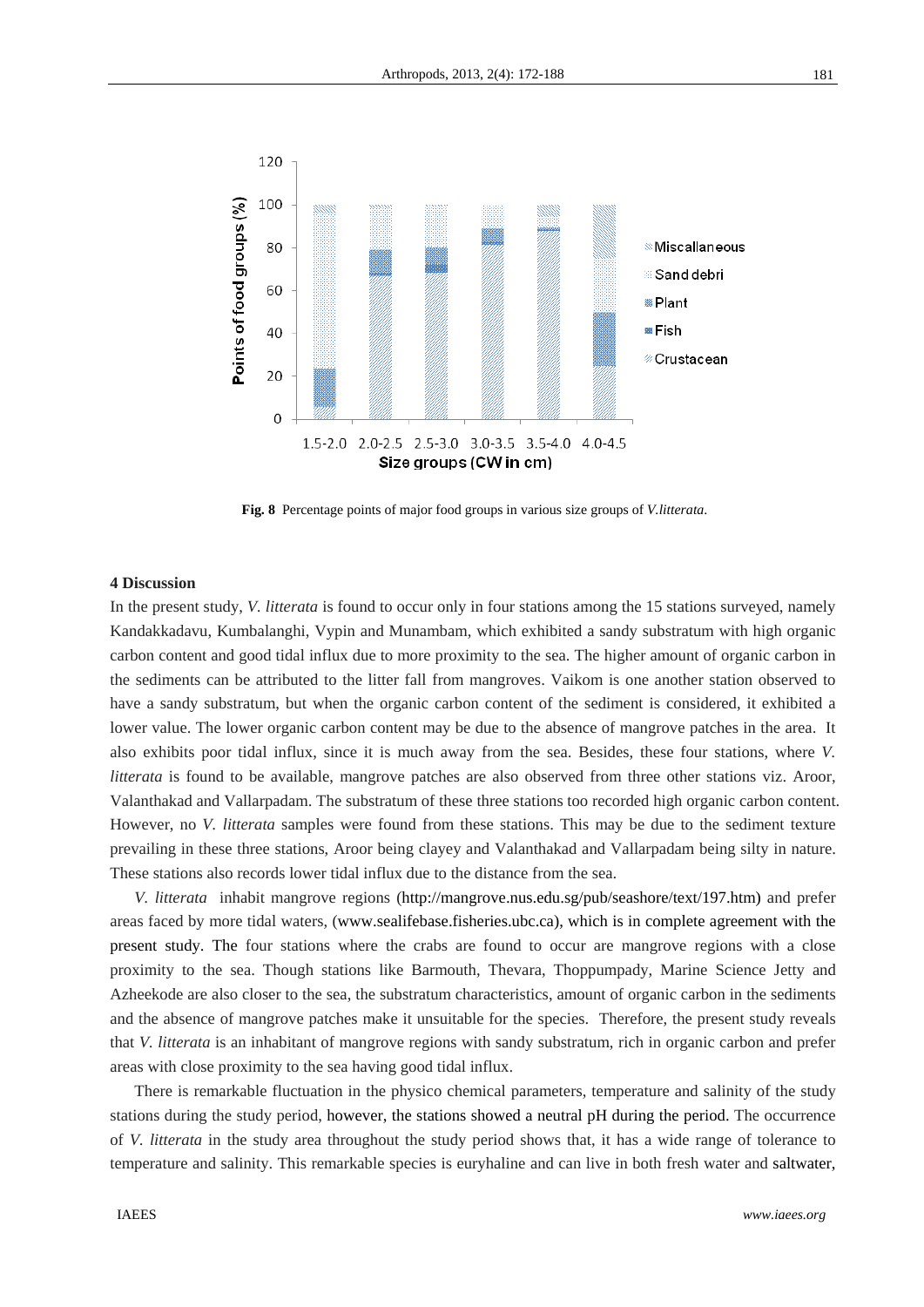**Fig. 8** Percentage points of major food groups in various size groups of *V.litterata*.

## 4 Discussion

In the present study, *V. litterata* is found to occur only in four stations among the 15 stations surveyed, namely Kandakkadavu, Kumbalanghi, Vypin and Munambam, which exhibited a sandy substratum with high organic carbon content and good tidal influx due to more proximity to the sea. The higher amount of organic carbon in the sediments can be attributed to the litter fall from mangroves. Vaikom is one another station observed to have a sandy substratum, but when the organic carbon content of the sediment is considered, it exhibited a lower value. The lower organic carbon content may be due to the absence of mangrove patches in the area. It also exhibits poor tidal influx, since it is much away from the sea. Besides, these four stations, where *V. litterata* is found to be available, mangrove patches are also observed from three other stations viz. Aroor, Valanthakad and Vallarpadam. The substratum of these three stations too recorded high organic carbon content. However, no *V. litterata* samples were found from these stations. This may be due to the sediment texture prevailing in these three stations, Aroor being clayey and Valanthakad and Vallarpadam being silty in nature. These stations also records lower tidal influx due to the distance from the sea.

*V. litterata* inhabit mangrove regions (http://mangrove.nus.edu.sg/pub/seashore/text/197.htm) and prefer areas faced by more tidal waters, (www.sealifebase.fisheries.ubc.ca), which is in complete agreement with the present study. The four stations where the crabs are found to occur are mangrove regions with a close proximity to the sea. Though stations like Barmouth, Thevara, Thoppumpady, Marine Science Jetty and Azheekode are also closer to the sea, the substratum characteristics, amount of organic carbon in the sediments and the absence of mangrove patches make it unsuitable for the species. Therefore, the present study reveals that *V. litterata* is an inhabitant of mangrove regions with sandy substratum, rich in organic carbon and prefer areas with close proximity to the sea having good tidal influx.

There is remarkable fluctuation in the physico chemical parameters, temperature and salinity of the study stations during the study period, however, the stations showed a neutral pH during the period. The occurrence of *V. litterata* in the study area throughout the study period shows that, it has a wide range of tolerance to temperature and salinity. This remarkable species is euryhaline and can live in both fresh water and saltwater,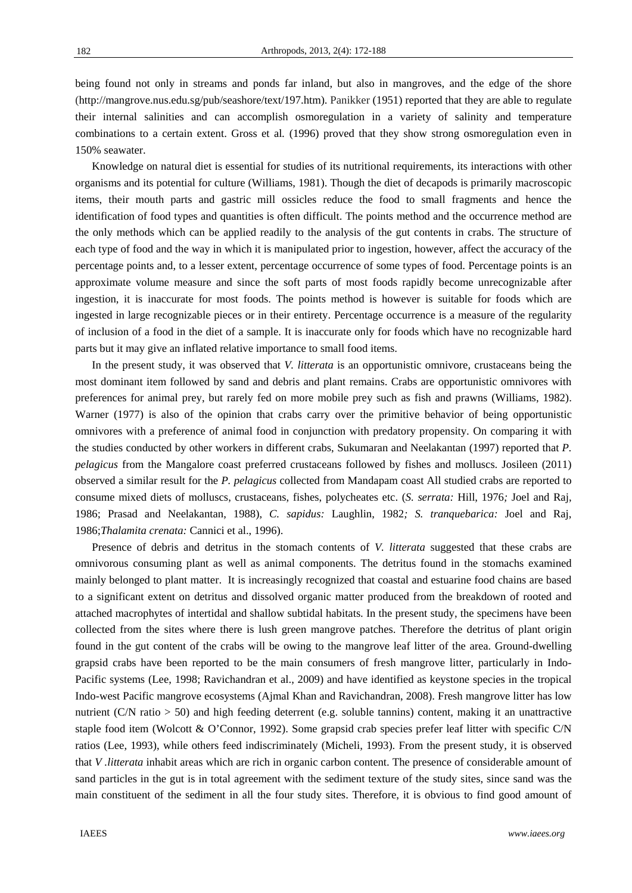being found not only in streams and ponds far inland, but also in mangroves, and the edge of the shore (http://mangrove.nus.edu.sg/pub/seashore/text/197.htm). Panikker (1951) reported that they are able to regulate their internal salinities and can accomplish osmoregulation in a variety of salinity and temperature combinations to a certain extent. Gross et al*.* (1996) proved that they show strong osmoregulation even in 150% seawater.

Knowledge on natural diet is essential for studies of its nutritional requirements, its interactions with other organisms and its potential for culture (Williams, 1981). Though the diet of decapods is primarily macroscopic items, their mouth parts and gastric mill ossicles reduce the food to small fragments and hence the identification of food types and quantities is often difficult. The points method and the occurrence method are the only methods which can be applied readily to the analysis of the gut contents in crabs. The structure of each type of food and the way in which it is manipulated prior to ingestion, however, affect the accuracy of the percentage points and, to a lesser extent, percentage occurrence of some types of food. Percentage points is an approximate volume measure and since the soft parts of most foods rapidly become unrecognizable after ingestion, it is inaccurate for most foods. The points method is however is suitable for foods which are ingested in large recognizable pieces or in their entirety. Percentage occurrence is a measure of the regularity of inclusion of a food in the diet of a sample. It is inaccurate only for foods which have no recognizable hard parts but it may give an inflated relative importance to small food items.

In the present study, it was observed that *V. litterata* is an opportunistic omnivore, crustaceans being the most dominant item followed by sand and debris and plant remains. Crabs are opportunistic omnivores with preferences for animal prey, but rarely fed on more mobile prey such as fish and prawns (Williams, 1982). Warner (1977) is also of the opinion that crabs carry over the primitive behavior of being opportunistic omnivores with a preference of animal food in conjunction with predatory propensity. On comparing it with the studies conducted by other workers in different crabs, Sukumaran and Neelakantan (1997) reported that *P. pelagicus* from the Mangalore coast preferred crustaceans followed by fishes and molluscs. Josileen (2011) observed a similar result for the *P. pelagicus* collected from Mandapam coast All studied crabs are reported to consume mixed diets of molluscs, crustaceans, fishes, polycheates etc. (*S. serrata:* Hill, 1976*;* Joel and Raj, 1986; Prasad and Neelakantan, 1988), *C. sapidus:* Laughlin, 1982*; S. tranquebarica:* Joel and Raj, 1986;*Thalamita crenata:* Cannici et al., 1996).

Presence of debris and detritus in the stomach contents of *V. litterata* suggested that these crabs are omnivorous consuming plant as well as animal components. The detritus found in the stomachs examined mainly belonged to plant matter. It is increasingly recognized that coastal and estuarine food chains are based to a significant extent on detritus and dissolved organic matter produced from the breakdown of rooted and attached macrophytes of intertidal and shallow subtidal habitats. In the present study, the specimens have been collected from the sites where there is lush green mangrove patches. Therefore the detritus of plant origin found in the gut content of the crabs will be owing to the mangrove leaf litter of the area. Ground-dwelling grapsid crabs have been reported to be the main consumers of fresh mangrove litter, particularly in Indo-Pacific systems (Lee, 1998; Ravichandran et al., 2009) and have identified as keystone species in the tropical Indo-west Pacific mangrove ecosystems (Ajmal Khan and Ravichandran, 2008). Fresh mangrove litter has low nutrient (C/N ratio > 50) and high feeding deterrent (e.g. soluble tannins) content, making it an unattractive staple food item (Wolcott & O'Connor, 1992). Some grapsid crab species prefer leaf litter with specific C/N ratios (Lee, 1993), while others feed indiscriminately (Micheli, 1993). From the present study, it is observed that *V .litterata* inhabit areas which are rich in organic carbon content. The presence of considerable amount of sand particles in the gut is in total agreement with the sediment texture of the study sites, since sand was the main constituent of the sediment in all the four study sites. Therefore, it is obvious to find good amount of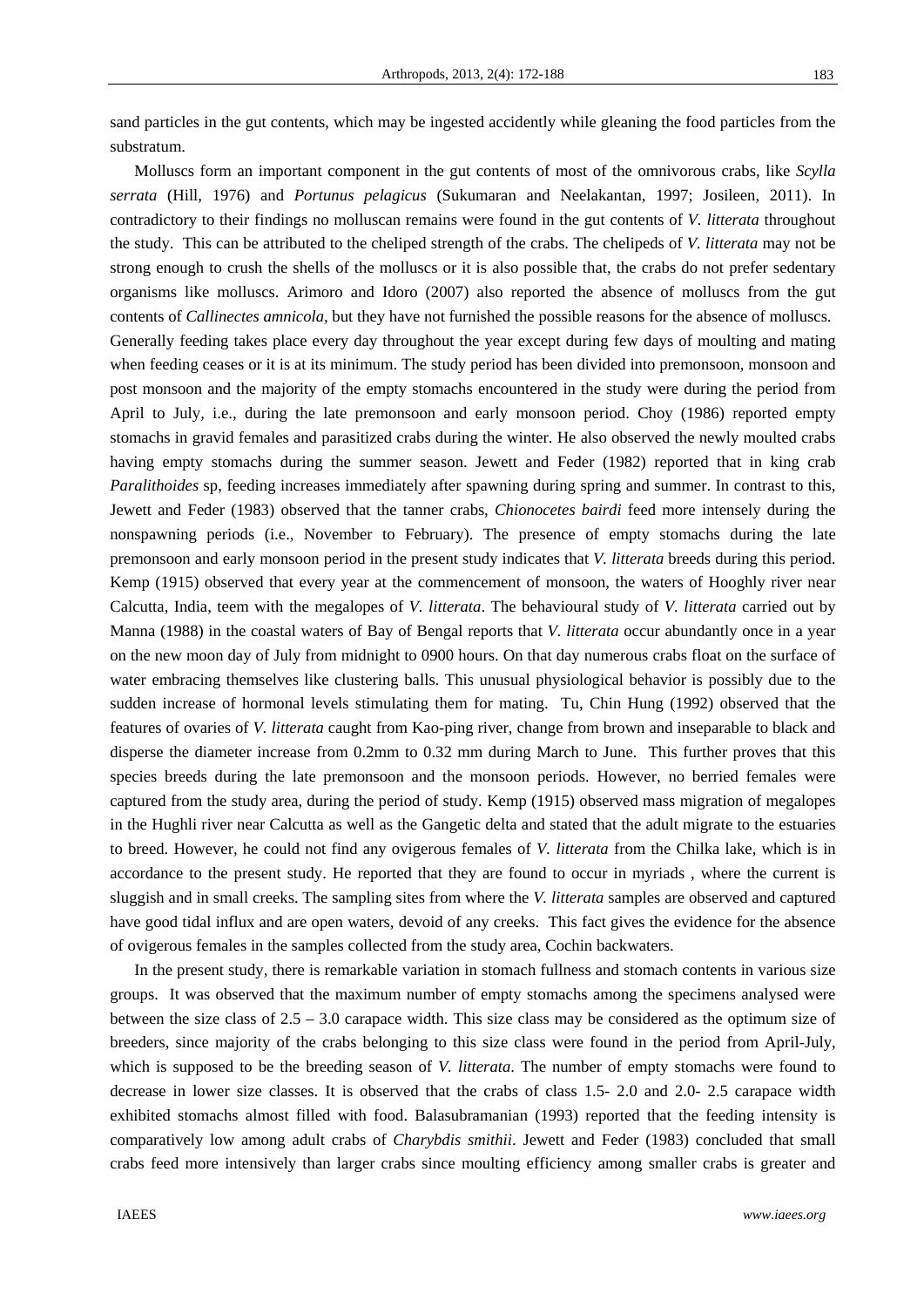sand particles in the gut contents, which may be ingested accidently while gleaning the food particles from the substratum.

Molluscs form an important component in the gut contents of most of the omnivorous crabs, like *Scylla serrata* (Hill, 1976) and *Portunus pelagicus* (Sukumaran and Neelakantan, 1997; Josileen, 2011). In contradictory to their findings no molluscan remains were found in the gut contents of *V. litterata* throughout the study. This can be attributed to the cheliped strength of the crabs. The chelipeds of *V. litterata* may not be strong enough to crush the shells of the molluscs or it is also possible that, the crabs do not prefer sedentary organisms like molluscs. Arimoro and Idoro (2007) also reported the absence of molluscs from the gut contents of *Callinectes amnicola,* but they have not furnished the possible reasons for the absence of molluscs. Generally feeding takes place every day throughout the year except during few days of moulting and mating when feeding ceases or it is at its minimum. The study period has been divided into premonsoon, monsoon and post monsoon and the majority of the empty stomachs encountered in the study were during the period from April to July, i.e., during the late premonsoon and early monsoon period. Choy (1986) reported empty stomachs in gravid females and parasitized crabs during the winter. He also observed the newly moulted crabs having empty stomachs during the summer season. Jewett and Feder (1982) reported that in king crab *Paralithoides* sp, feeding increases immediately after spawning during spring and summer. In contrast to this, Jewett and Feder (1983) observed that the tanner crabs, *Chionocetes bairdi* feed more intensely during the nonspawning periods (i.e., November to February). The presence of empty stomachs during the late premonsoon and early monsoon period in the present study indicates that *V. litterata* breeds during this period. Kemp (1915) observed that every year at the commencement of monsoon, the waters of Hooghly river near Calcutta, India, teem with the megalopes of *V. litterata*. The behavioural study of *V. litterata* carried out by Manna (1988) in the coastal waters of Bay of Bengal reports that *V. litterata* occur abundantly once in a year on the new moon day of July from midnight to 0900 hours. On that day numerous crabs float on the surface of water embracing themselves like clustering balls. This unusual physiological behavior is possibly due to the sudden increase of hormonal levels stimulating them for mating. Tu, Chin Hung (1992) observed that the features of ovaries of *V. litterata* caught from Kao-ping river, change from brown and inseparable to black and disperse the diameter increase from 0.2mm to 0.32 mm during March to June. This further proves that this species breeds during the late premonsoon and the monsoon periods. However, no berried females were captured from the study area, during the period of study. Kemp (1915) observed mass migration of megalopes in the Hughli river near Calcutta as well as the Gangetic delta and stated that the adult migrate to the estuaries to breed. However, he could not find any ovigerous females of *V. litterata* from the Chilka lake, which is in accordance to the present study. He reported that they are found to occur in myriads , where the current is sluggish and in small creeks. The sampling sites from where the *V. litterata* samples are observed and captured have good tidal influx and are open waters, devoid of any creeks. This fact gives the evidence for the absence of ovigerous females in the samples collected from the study area, Cochin backwaters.

In the present study, there is remarkable variation in stomach fullness and stomach contents in various size groups. It was observed that the maximum number of empty stomachs among the specimens analysed were between the size class of 2.5 – 3.0 carapace width. This size class may be considered as the optimum size of breeders, since majority of the crabs belonging to this size class were found in the period from April-July, which is supposed to be the breeding season of *V. litterata*. The number of empty stomachs were found to decrease in lower size classes. It is observed that the crabs of class 1.5- 2.0 and 2.0- 2.5 carapace width exhibited stomachs almost filled with food. Balasubramanian (1993) reported that the feeding intensity is comparatively low among adult crabs of *Charybdis smithii*. Jewett and Feder (1983) concluded that small crabs feed more intensively than larger crabs since moulting efficiency among smaller crabs is greater and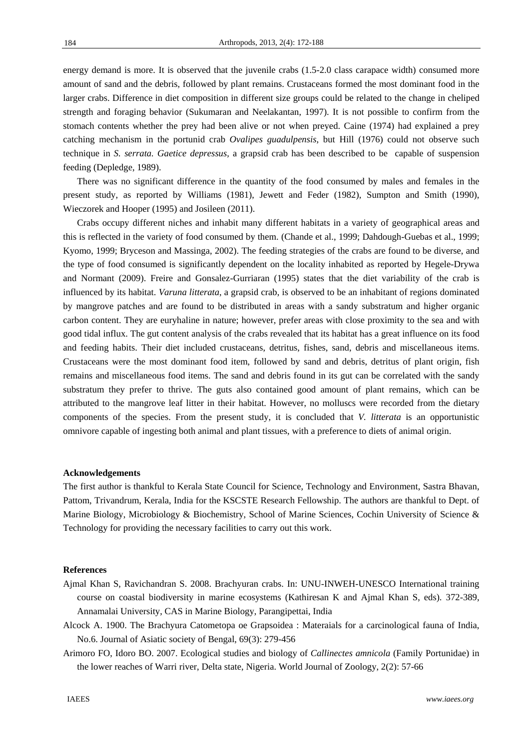energy demand is more. It is observed that the juvenile crabs (1.5-2.0 class carapace width) consumed more amount of sand and the debris, followed by plant remains. Crustaceans formed the most dominant food in the larger crabs. Difference in diet composition in different size groups could be related to the change in cheliped strength and foraging behavior (Sukumaran and Neelakantan, 1997). It is not possible to confirm from the stomach contents whether the prey had been alive or not when preyed. Caine (1974) had explained a prey catching mechanism in the portunid crab *Ovalipes guadulpensis*, but Hill (1976) could not observe such technique in *S. serrata. Gaetice depressus,* a grapsid crab has been described to be capable of suspension feeding (Depledge, 1989).

There was no significant difference in the quantity of the food consumed by males and females in the present study, as reported by Williams (1981), Jewett and Feder (1982), Sumpton and Smith (1990), Wieczorek and Hooper (1995) and Josileen (2011).

Crabs occupy different niches and inhabit many different habitats in a variety of geographical areas and this is reflected in the variety of food consumed by them. (Chande et al., 1999; Dahdough-Guebas et al., 1999; Kyomo, 1999; Bryceson and Massinga, 2002). The feeding strategies of the crabs are found to be diverse, and the type of food consumed is significantly dependent on the locality inhabited as reported by Hegele-Drywa and Normant (2009). Freire and Gonsalez-Gurriaran (1995) states that the diet variability of the crab is influenced by its habitat. *Varuna litterata*, a grapsid crab, is observed to be an inhabitant of regions dominated by mangrove patches and are found to be distributed in areas with a sandy substratum and higher organic carbon content. They are euryhaline in nature; however, prefer areas with close proximity to the sea and with good tidal influx. The gut content analysis of the crabs revealed that its habitat has a great influence on its food and feeding habits. Their diet included crustaceans, detritus, fishes, sand, debris and miscellaneous items. Crustaceans were the most dominant food item, followed by sand and debris, detritus of plant origin, fish remains and miscellaneous food items. The sand and debris found in its gut can be correlated with the sandy substratum they prefer to thrive. The guts also contained good amount of plant remains, which can be attributed to the mangrove leaf litter in their habitat. However, no molluscs were recorded from the dietary components of the species. From the present study, it is concluded that *V. litterata* is an opportunistic omnivore capable of ingesting both animal and plant tissues, with a preference to diets of animal origin.

**Acknowledgements**

The first author is thankful to Kerala State Council for Science, Technology and Environment, Sastra Bhavan, Pattom, Trivandrum, Kerala, India for the KSCSTE Research Fellowship. The authors are thankful to Dept. of Marine Biology, Microbiology & Biochemistry, School of Marine Sciences, Cochin University of Science & Technology for providing the necessary facilities to carry out this work.

**References**

Ajmal Khan S, Ravichandran S. 2008. Brachyuran crabs. In: UNU-INWEH-UNESCO International training course on coastal biodiversity in marine ecosystems (Kathiresan K and Ajmal Khan S, eds). 372-389, Annamalai University, CAS in Marine Biology, Parangipettai, India

Alcock A. 1900. The Brachyura Catometopa oe Grapsoidea : Materaials for a carcinological fauna of India, No.6. Journal of Asiatic society of Bengal, 69(3): 279-456

Arimoro FO, Idoro BO. 2007. Ecological studies and biology of *Callinectes amnicola* (Family Portunidae) in the lower reaches of Warri river, Delta state, Nigeria. World Journal of Zoology, 2(2): 57-66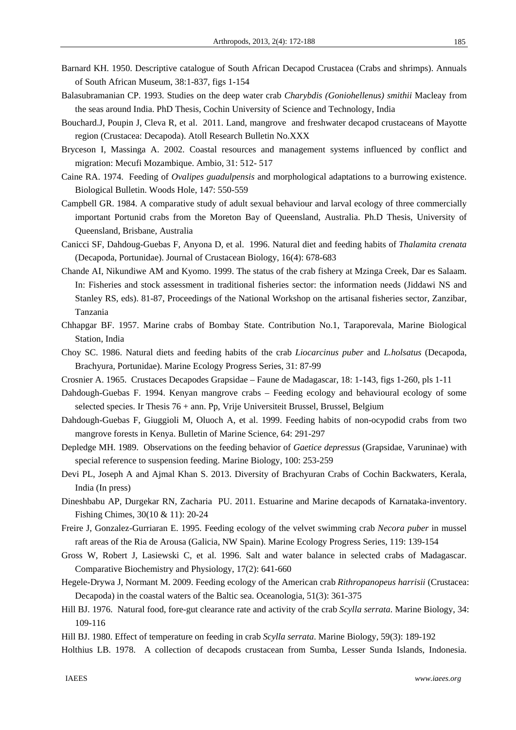Barnard KH. 1950. Descriptive catalogue of South African Decapod Crustacea (Crabs and shrimps). Annuals of South African Museum, 38:1-837, figs 1-154

Balasubramanian CP. 1993. Studies on the deep water crab *Charybdis (Goniohellenus) smithii* Macleay from the seas around India. PhD Thesis, Cochin University of Science and Technology, India

Bouchard.J, Poupin J, Cleva R, et al. 2011. Land, mangrove and freshwater decapod crustaceans of Mayotte region (Crustacea: Decapoda). Atoll Research Bulletin No.XXX

Bryceson I, Massinga A. 2002. Coastal resources and management systems influenced by conflict and migration: Mecufi Mozambique. Ambio, 31: 512- 517

Caine RA. 1974. Feeding of *Ovalipes guadulpensis* and morphological adaptations to a burrowing existence. Biological Bulletin. Woods Hole, 147: 550-559

Campbell GR. 1984. A comparative study of adult sexual behaviour and larval ecology of three commercially important Portunid crabs from the Moreton Bay of Queensland, Australia. Ph.D Thesis, University of Queensland, Brisbane, Australia

Canicci SF, Dahdoug-Guebas F, Anyona D, et al. 1996. Natural diet and feeding habits of *Thalamita crenata* (Decapoda, Portunidae). Journal of Crustacean Biology, 16(4): 678-683

Chande AI, Nikundiwe AM and Kyomo. 1999. The status of the crab fishery at Mzinga Creek, Dar es Salaam. In: Fisheries and stock assessment in traditional fisheries sector: the information needs (Jiddawi NS and Stanley RS, eds). 81-87, Proceedings of the National Workshop on the artisanal fisheries sector, Zanzibar, Tanzania

Chhapgar BF. 1957. Marine crabs of Bombay State. Contribution No.1, Taraporevala, Marine Biological Station, India

Choy SC. 1986. Natural diets and feeding habits of the crab *Liocarcinus puber* and *L.holsatus* (Decapoda, Brachyura, Portunidae). Marine Ecology Progress Series, 31: 87-99

Crosnier A. 1965. Crustaces Decapodes Grapsidae – Faune de Madagascar, 18: 1-143, figs 1-260, pls 1-11

Dahdough-Guebas F. 1994. Kenyan mangrove crabs – Feeding ecology and behavioural ecology of some selected species. Ir Thesis 76 + ann. Pp, Vrije Universiteit Brussel, Brussel, Belgium

Dahdough-Guebas F, Giuggioli M, Oluoch A, et al. 1999. Feeding habits of non-ocypodid crabs from two mangrove forests in Kenya. Bulletin of Marine Science, 64: 291-297

Depledge MH. 1989. Observations on the feeding behavior of *Gaetice depressus* (Grapsidae, Varuninae) with special reference to suspension feeding. Marine Biology, 100: 253-259

Devi PL, Joseph A and Ajmal Khan S. 2013. Diversity of Brachyuran Crabs of Cochin Backwaters, Kerala, India (In press)

Dineshbabu AP, Durgekar RN, Zacharia PU. 2011. Estuarine and Marine decapods of Karnataka-inventory. Fishing Chimes, 30(10 & 11): 20-24

Freire J, Gonzalez-Gurriaran E. 1995. Feeding ecology of the velvet swimming crab *Necora puber* in mussel raft areas of the Ria de Arousa (Galicia, NW Spain). Marine Ecology Progress Series, 119: 139-154

Gross W, Robert J, Lasiewski C, et al. 1996. Salt and water balance in selected crabs of Madagascar. Comparative Biochemistry and Physiology, 17(2): 641-660

Hegele-Drywa J, Normant M. 2009. Feeding ecology of the American crab *Rithropanopeus harrisii* (Crustacea: Decapoda) in the coastal waters of the Baltic sea. Oceanologia, 51(3): 361-375

Hill BJ. 1976. Natural food, fore-gut clearance rate and activity of the crab *Scylla serrata*. Marine Biology, 34: 109-116

Hill BJ. 1980. Effect of temperature on feeding in crab *Scylla serrata*. Marine Biology, 59(3): 189-192

Holthius LB. 1978. A collection of decapods crustacean from Sumba, Lesser Sunda Islands, Indonesia.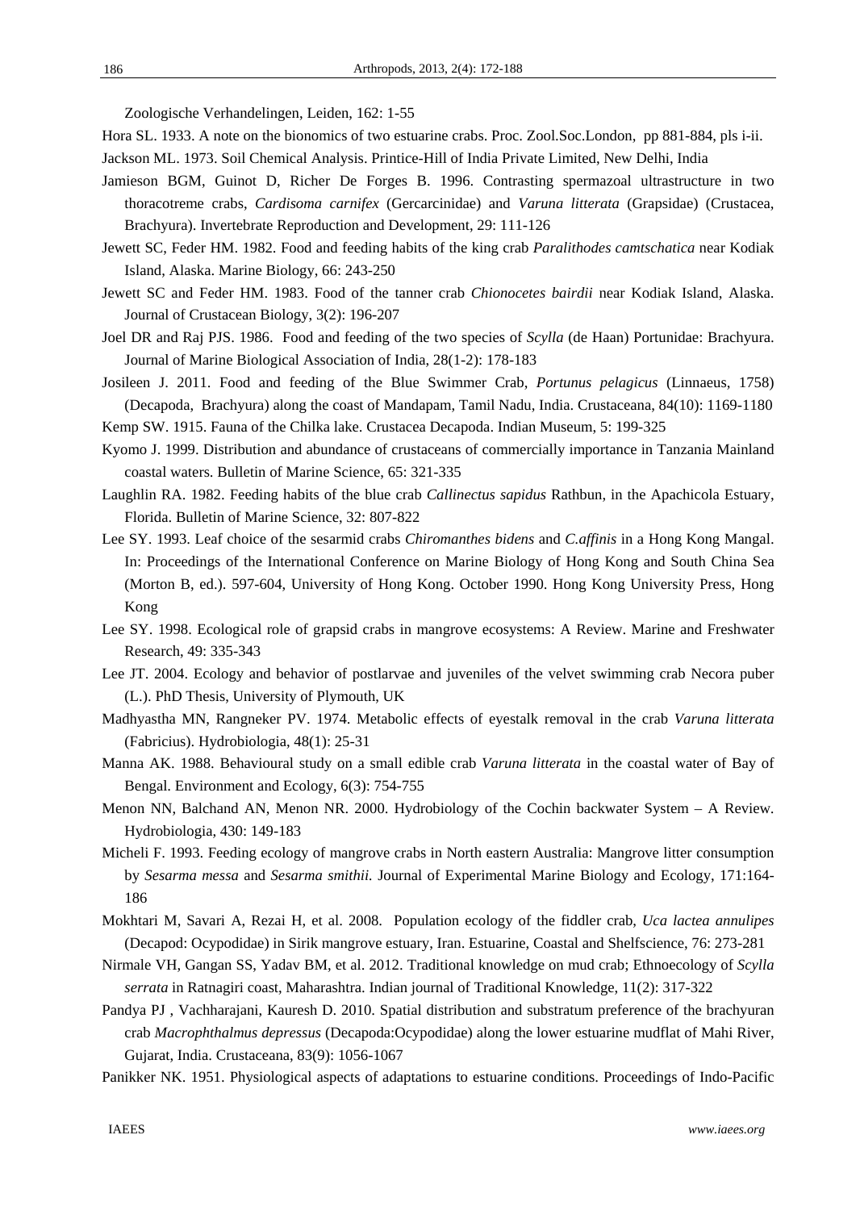Zoologische Verhandelingen, Leiden, 162: 1-55

Hora SL. 1933. A note on the bionomics of two estuarine crabs. Proc. Zool.Soc.London, pp 881-884, pls i-ii.

Jackson ML. 1973. Soil Chemical Analysis. Printice-Hill of India Private Limited, New Delhi, India

Jamieson BGM, Guinot D, Richer De Forges B. 1996. Contrasting spermazoal ultrastructure in two thoracotreme crabs, *Cardisoma carnifex* (Gercarcinidae) and *Varuna litterata* (Grapsidae) (Crustacea, Brachyura). Invertebrate Reproduction and Development, 29: 111-126

Jewett SC, Feder HM. 1982. Food and feeding habits of the king crab *Paralithodes camtschatica* near Kodiak Island, Alaska. Marine Biology, 66: 243-250

Jewett SC and Feder HM. 1983. Food of the tanner crab *Chionocetes bairdii* near Kodiak Island, Alaska. Journal of Crustacean Biology, 3(2): 196-207

Joel DR and Raj PJS. 1986. Food and feeding of the two species of *Scylla* (de Haan) Portunidae: Brachyura. Journal of Marine Biological Association of India, 28(1-2): 178-183

Josileen J. 2011. Food and feeding of the Blue Swimmer Crab, *Portunus pelagicus* (Linnaeus, 1758) (Decapoda, Brachyura) along the coast of Mandapam, Tamil Nadu, India. Crustaceana, 84(10): 1169-1180

Kemp SW. 1915. Fauna of the Chilka lake. Crustacea Decapoda. Indian Museum, 5: 199-325

Kyomo J. 1999. Distribution and abundance of crustaceans of commercially importance in Tanzania Mainland coastal waters. Bulletin of Marine Science, 65: 321-335

Laughlin RA. 1982. Feeding habits of the blue crab *Callinectus sapidus* Rathbun, in the Apachicola Estuary, Florida. Bulletin of Marine Science, 32: 807-822

Lee SY. 1993. Leaf choice of the sesarmid crabs *Chiromanthes bidens* and *C.affinis* in a Hong Kong Mangal. In: Proceedings of the International Conference on Marine Biology of Hong Kong and South China Sea (Morton B, ed.). 597-604, University of Hong Kong. October 1990. Hong Kong University Press, Hong Kong

Lee SY. 1998. Ecological role of grapsid crabs in mangrove ecosystems: A Review. Marine and Freshwater Research, 49: 335-343

Lee JT. 2004. Ecology and behavior of postlarvae and juveniles of the velvet swimming crab Necora puber (L.). PhD Thesis, University of Plymouth, UK

Madhyastha MN, Rangneker PV. 1974. Metabolic effects of eyestalk removal in the crab *Varuna litterata* (Fabricius). Hydrobiologia, 48(1): 25-31

Manna AK. 1988. Behavioural study on a small edible crab *Varuna litterata* in the coastal water of Bay of Bengal. Environment and Ecology, 6(3): 754-755

Menon NN, Balchand AN, Menon NR. 2000. Hydrobiology of the Cochin backwater System – A Review. Hydrobiologia, 430: 149-183

Micheli F. 1993. Feeding ecology of mangrove crabs in North eastern Australia: Mangrove litter consumption by *Sesarma messa* and *Sesarma smithii.* Journal of Experimental Marine Biology and Ecology, 171:164-186

Mokhtari M, Savari A, Rezai H, et al. 2008. Population ecology of the fiddler crab, *Uca lactea annulipes* (Decapod: Ocypodidae) in Sirik mangrove estuary, Iran. Estuarine, Coastal and Shelfscience, 76: 273-281

Nirmale VH, Gangan SS, Yadav BM, et al. 2012. Traditional knowledge on mud crab; Ethnoecology of *Scylla serrata* in Ratnagiri coast, Maharashtra. Indian journal of Traditional Knowledge, 11(2): 317-322

Pandya PJ , Vachharajani, Kauresh D. 2010. Spatial distribution and substratum preference of the brachyuran crab *Macrophthalmus depressus* (Decapoda:Ocypodidae) along the lower estuarine mudflat of Mahi River, Gujarat, India. Crustaceana, 83(9): 1056-1067

Panikker NK. 1951. Physiological aspects of adaptations to estuarine conditions. Proceedings of Indo-Pacific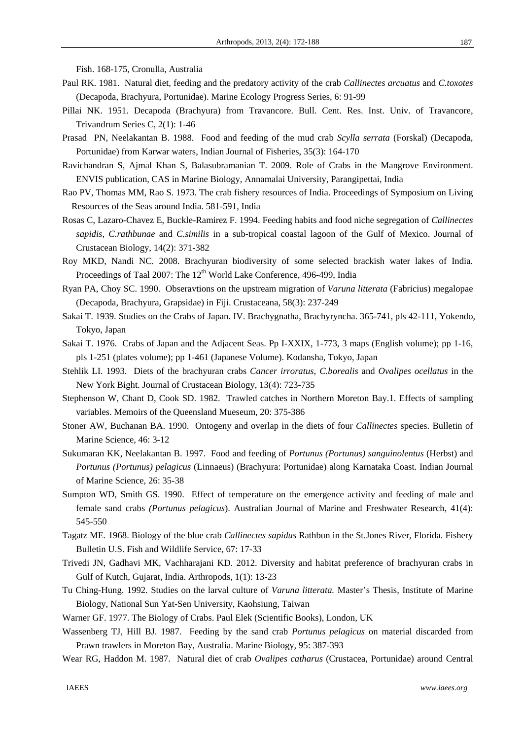Fish. 168-175, Cronulla, Australia

Paul RK. 1981. Natural diet, feeding and the predatory activity of the crab *Callinectes arcuatus* and *C.toxotes* (Decapoda, Brachyura, Portunidae). Marine Ecology Progress Series, 6: 91-99

Pillai NK. 1951. Decapoda (Brachyura) from Travancore. Bull. Cent. Res. Inst. Univ. of Travancore, Trivandrum Series C, 2(1): 1-46

Prasad PN, Neelakantan B. 1988. Food and feeding of the mud crab *Scylla serrata* (Forskal) (Decapoda, Portunidae) from Karwar waters, Indian Journal of Fisheries, 35(3): 164-170

Ravichandran S, Ajmal Khan S, Balasubramanian T. 2009. Role of Crabs in the Mangrove Environment. ENVIS publication, CAS in Marine Biology, Annamalai University, Parangipettai, India

Rao PV, Thomas MM, Rao S. 1973. The crab fishery resources of India. Proceedings of Symposium on Living Resources of the Seas around India. 581-591, India

Rosas C, Lazaro-Chavez E, Buckle-Ramirez F. 1994. Feeding habits and food niche segregation of *Callinectes sapidis, C.rathbunae* and *C.similis* in a sub-tropical coastal lagoon of the Gulf of Mexico. Journal of Crustacean Biology, 14(2): 371-382

Roy MKD, Nandi NC. 2008. Brachyuran biodiversity of some selected brackish water lakes of India. Proceedings of Taal 2007: The 12th World Lake Conference, 496-499, India

Ryan PA, Choy SC. 1990. Obseravtions on the upstream migration of *Varuna litterata* (Fabricius) megalopae (Decapoda, Brachyura, Grapsidae) in Fiji. Crustaceana, 58(3): 237-249

Sakai T. 1939. Studies on the Crabs of Japan. IV. Brachygnatha, Brachyryncha. 365-741, pls 42-111, Yokendo, Tokyo, Japan

Sakai T. 1976. Crabs of Japan and the Adjacent Seas. Pp I-XXIX, 1-773, 3 maps (English volume); pp 1-16, pls 1-251 (plates volume); pp 1-461 (Japanese Volume). Kodansha, Tokyo, Japan

Stehlik LI. 1993. Diets of the brachyuran crabs *Cancer irroratus, C.borealis* and *Ovalipes ocellatus* in the New York Bight. Journal of Crustacean Biology, 13(4): 723-735

Stephenson W, Chant D, Cook SD. 1982. Trawled catches in Northern Moreton Bay.1. Effects of sampling variables. Memoirs of the Queensland Mueseum, 20: 375-386

Stoner AW, Buchanan BA. 1990. Ontogeny and overlap in the diets of four *Callinectes* species. Bulletin of Marine Science, 46: 3-12

Sukumaran KK, Neelakantan B. 1997. Food and feeding of *Portunus (Portunus) sanguinolentus* (Herbst) and *Portunus (Portunus) pelagicus* (Linnaeus) (Brachyura: Portunidae) along Karnataka Coast. Indian Journal of Marine Science, 26: 35-38

Sumpton WD, Smith GS. 1990. Effect of temperature on the emergence activity and feeding of male and female sand crabs *(Portunus pelagicus*). Australian Journal of Marine and Freshwater Research, 41(4): 545-550

Tagatz ME. 1968. Biology of the blue crab *Callinectes sapidus* Rathbun in the St.Jones River, Florida. Fishery Bulletin U.S. Fish and Wildlife Service, 67: 17-33

Trivedi JN, Gadhavi MK, Vachharajani KD. 2012. Diversity and habitat preference of brachyuran crabs in Gulf of Kutch, Gujarat, India. Arthropods, 1(1): 13-23

Tu Ching-Hung. 1992. Studies on the larval culture of *Varuna litterata.* Master's Thesis, Institute of Marine Biology, National Sun Yat-Sen University, Kaohsiung, Taiwan

Warner GF. 1977. The Biology of Crabs. Paul Elek (Scientific Books), London, UK

Wassenberg TJ, Hill BJ. 1987. Feeding by the sand crab *Portunus pelagicus* on material discarded from Prawn trawlers in Moreton Bay, Australia. Marine Biology, 95: 387-393

Wear RG, Haddon M. 1987. Natural diet of crab *Ovalipes catharus* (Crustacea, Portunidae) around Central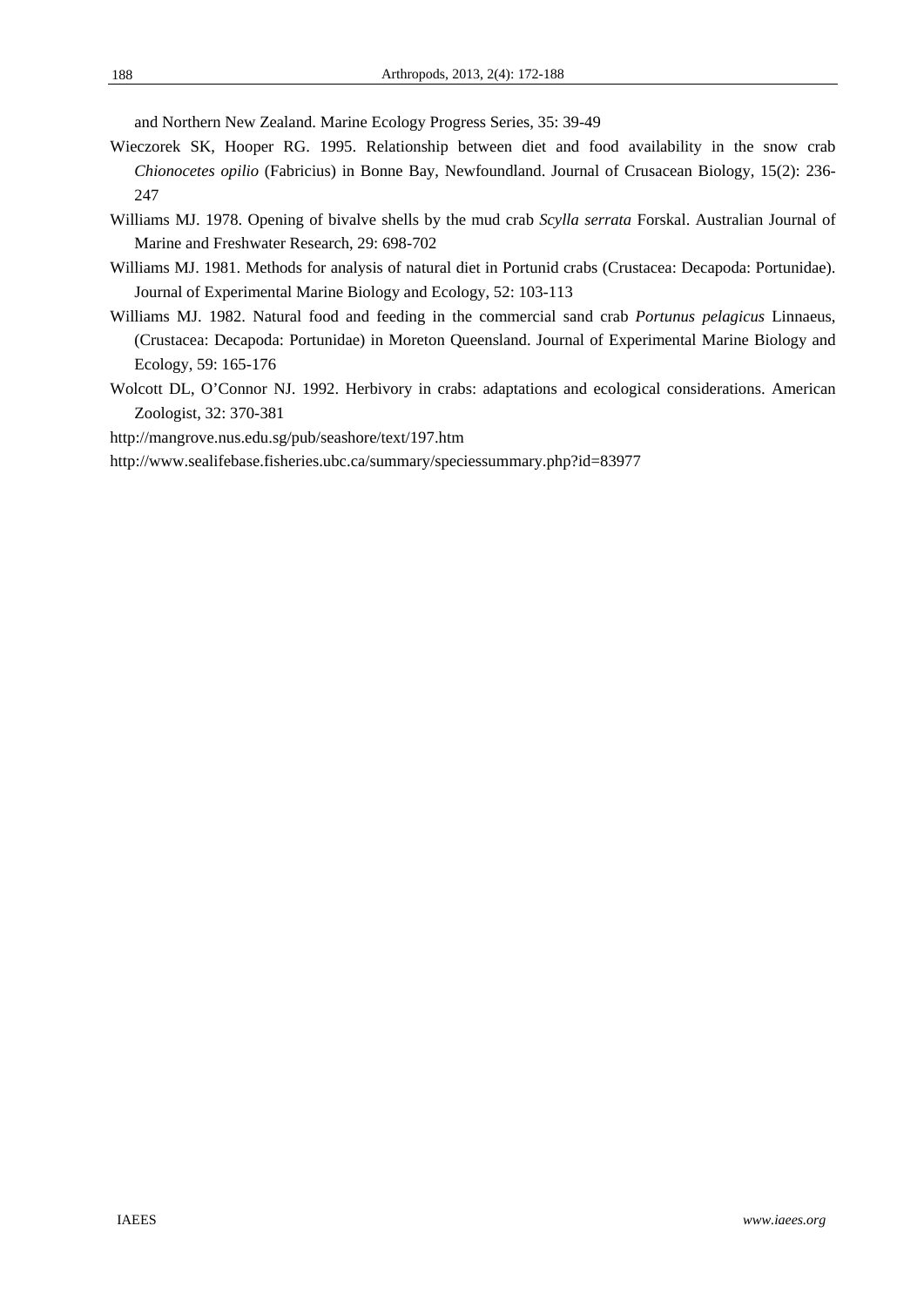and Northern New Zealand. Marine Ecology Progress Series, 35: 39-49

Wieczorek SK, Hooper RG. 1995. Relationship between diet and food availability in the snow crab *Chionocetes opilio* (Fabricius) in Bonne Bay, Newfoundland. Journal of Crusacean Biology, 15(2): 236-247

Williams MJ. 1978. Opening of bivalve shells by the mud crab *Scylla serrata* Forskal. Australian Journal of Marine and Freshwater Research, 29: 698-702

Williams MJ. 1981. Methods for analysis of natural diet in Portunid crabs (Crustacea: Decapoda: Portunidae). Journal of Experimental Marine Biology and Ecology, 52: 103-113

Williams MJ. 1982. Natural food and feeding in the commercial sand crab *Portunus pelagicus* Linnaeus, (Crustacea: Decapoda: Portunidae) in Moreton Queensland. Journal of Experimental Marine Biology and Ecology, 59: 165-176

Wolcott DL, O'Connor NJ. 1992. Herbivory in crabs: adaptations and ecological considerations. American Zoologist, 32: 370-381

http://mangrove.nus.edu.sg/pub/seashore/text/197.htm

http://www.sealifebase.fisheries.ubc.ca/summary/speciessummary.php?id=83977